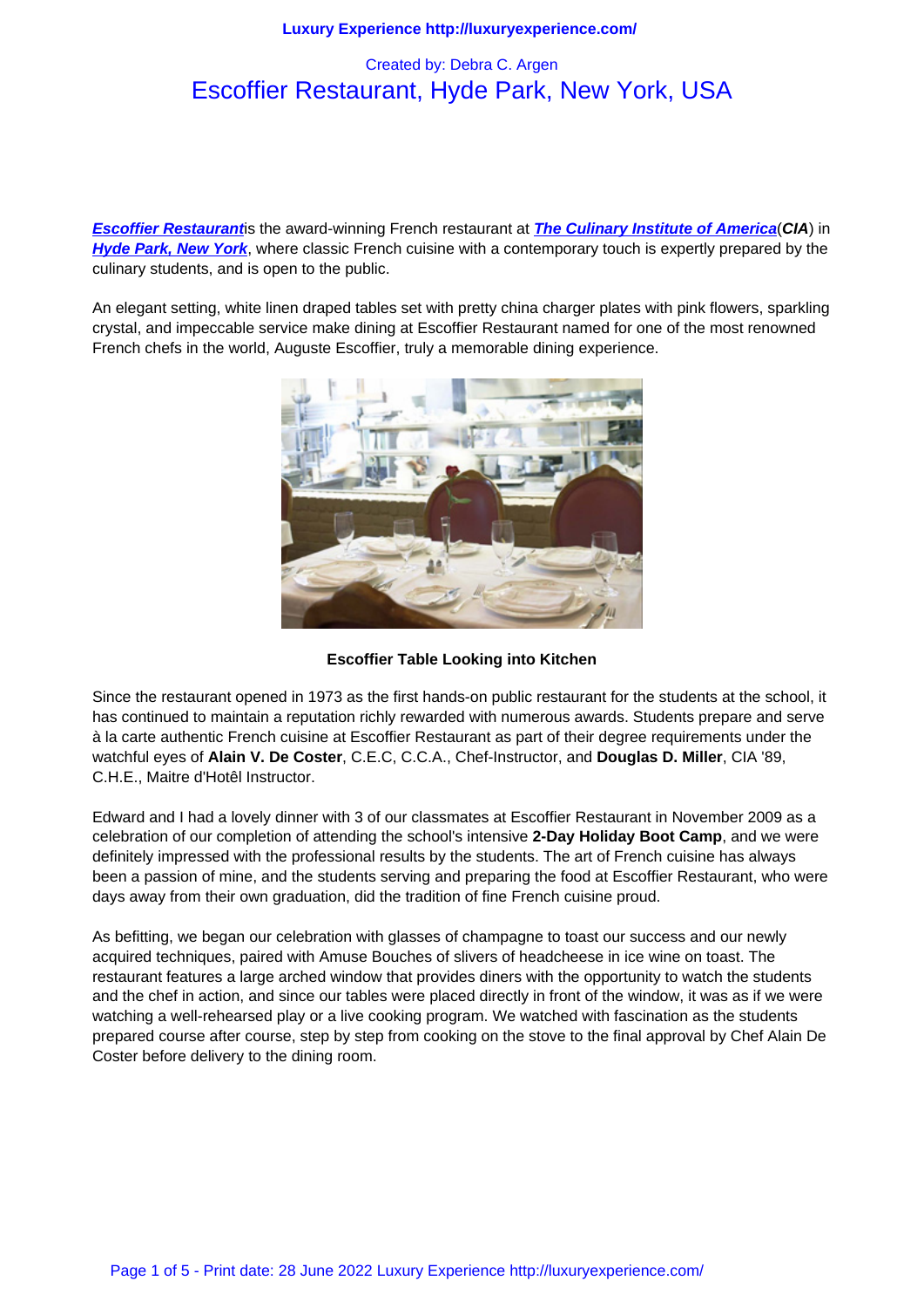Created by: Debra C. Argen

# Escoffier Restaurant, Hyde Park, New York, USA

***Escoffier Restaurant***is the award-winning French restaurant at ***The Culinary Institute of America***(***CIA***) in ***Hyde Park, New York***, where classic French cuisine with a contemporary touch is expertly prepared by the culinary students, and is open to the public.

An elegant setting, white linen draped tables set with pretty china charger plates with pink flowers, sparkling crystal, and impeccable service make dining at Escoffier Restaurant named for one of the most renowned French chefs in the world, Auguste Escoffier, truly a memorable dining experience.

**Escoffier Table Looking into Kitchen**

Since the restaurant opened in 1973 as the first hands-on public restaurant for the students at the school, it has continued to maintain a reputation richly rewarded with numerous awards. Students prepare and serve à la carte authentic French cuisine at Escoffier Restaurant as part of their degree requirements under the watchful eyes of **Alain V. De Coster**, C.E.C, C.C.A., Chef-Instructor, and **Douglas D. Miller**, CIA '89, C.H.E., Maitre d'Hotêl Instructor.

Edward and I had a lovely dinner with 3 of our classmates at Escoffier Restaurant in November 2009 as a celebration of our completion of attending the school's intensive **2-Day Holiday Boot Camp**, and we were definitely impressed with the professional results by the students. The art of French cuisine has always been a passion of mine, and the students serving and preparing the food at Escoffier Restaurant, who were days away from their own graduation, did the tradition of fine French cuisine proud.

As befitting, we began our celebration with glasses of champagne to toast our success and our newly acquired techniques, paired with Amuse Bouches of slivers of headcheese in ice wine on toast. The restaurant features a large arched window that provides diners with the opportunity to watch the students and the chef in action, and since our tables were placed directly in front of the window, it was as if we were watching a well-rehearsed play or a live cooking program. We watched with fascination as the students prepared course after course, step by step from cooking on the stove to the final approval by Chef Alain De Coster before delivery to the dining room.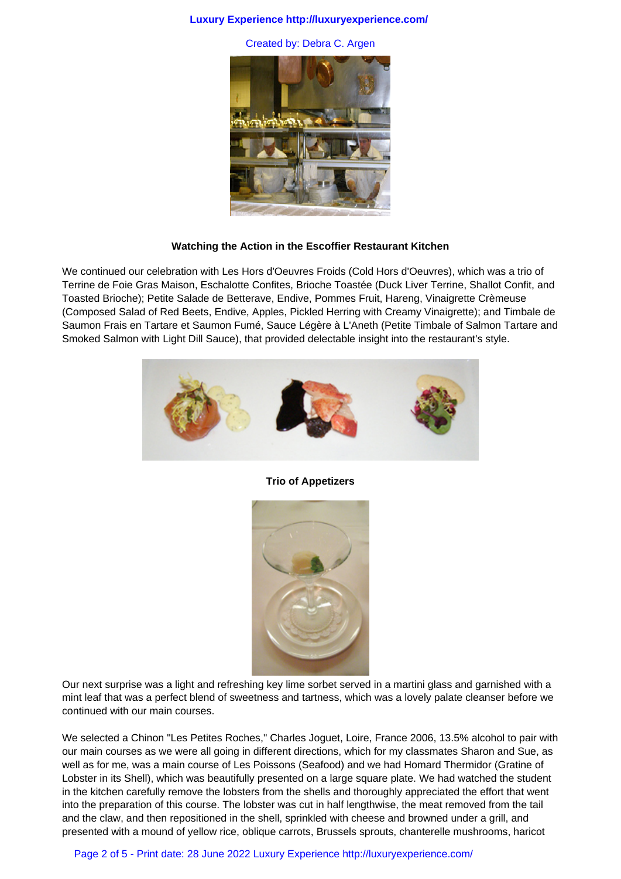**Watching the Action in the Escoffier Restaurant Kitchen**

We continued our celebration with Les Hors d'Oeuvres Froids (Cold Hors d'Oeuvres), which was a trio of Terrine de Foie Gras Maison, Eschalotte Confites, Brioche Toastée (Duck Liver Terrine, Shallot Confit, and Toasted Brioche); Petite Salade de Betterave, Endive, Pommes Fruit, Hareng, Vinaigrette Crèmeuse (Composed Salad of Red Beets, Endive, Apples, Pickled Herring with Creamy Vinaigrette); and Timbale de Saumon Frais en Tartare et Saumon Fumé, Sauce Légère à L'Aneth (Petite Timbale of Salmon Tartare and Smoked Salmon with Light Dill Sauce), that provided delectable insight into the restaurant's style.

**Trio of Appetizers**

Our next surprise was a light and refreshing key lime sorbet served in a martini glass and garnished with a mint leaf that was a perfect blend of sweetness and tartness, which was a lovely palate cleanser before we continued with our main courses.

We selected a Chinon "Les Petites Roches," Charles Joguet, Loire, France 2006, 13.5% alcohol to pair with our main courses as we were all going in different directions, which for my classmates Sharon and Sue, as well as for me, was a main course of Les Poissons (Seafood) and we had Homard Thermidor (Gratine of Lobster in its Shell), which was beautifully presented on a large square plate. We had watched the student in the kitchen carefully remove the lobsters from the shells and thoroughly appreciated the effort that went into the preparation of this course. The lobster was cut in half lengthwise, the meat removed from the tail and the claw, and then repositioned in the shell, sprinkled with cheese and browned under a grill, and presented with a mound of yellow rice, oblique carrots, Brussels sprouts, chanterelle mushrooms, haricot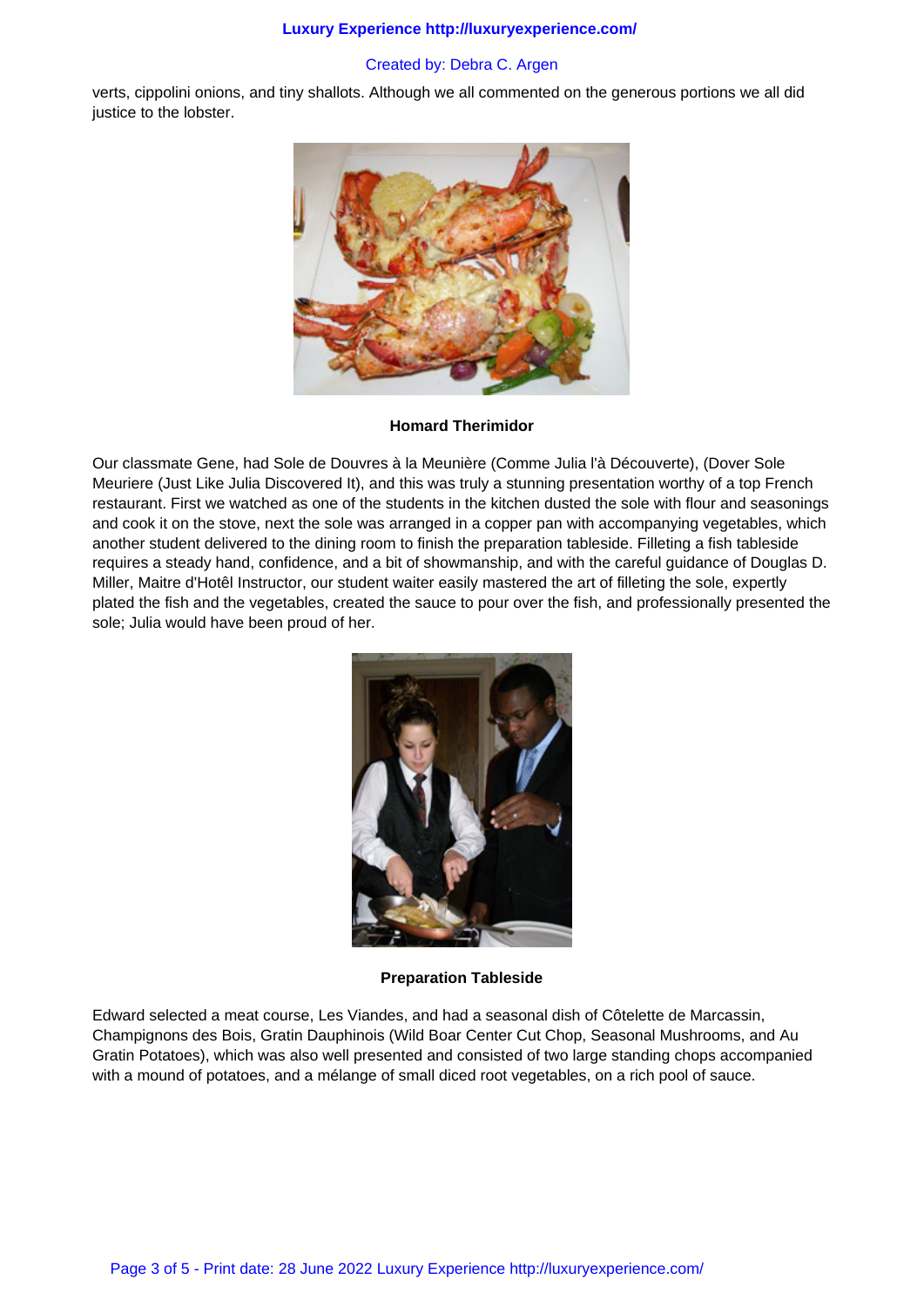verts, cippolini onions, and tiny shallots. Although we all commented on the generous portions we all did justice to the lobster.

**Homard Therimidor**

Our classmate Gene, had Sole de Douvres à la Meunière (Comme Julia l'à Découverte), (Dover Sole Meuriere (Just Like Julia Discovered It), and this was truly a stunning presentation worthy of a top French restaurant. First we watched as one of the students in the kitchen dusted the sole with flour and seasonings and cook it on the stove, next the sole was arranged in a copper pan with accompanying vegetables, which another student delivered to the dining room to finish the preparation tableside. Filleting a fish tableside requires a steady hand, confidence, and a bit of showmanship, and with the careful guidance of Douglas D. Miller, Maitre d'Hotêl Instructor, our student waiter easily mastered the art of filleting the sole, expertly plated the fish and the vegetables, created the sauce to pour over the fish, and professionally presented the sole; Julia would have been proud of her.

**Preparation Tableside**

Edward selected a meat course, Les Viandes, and had a seasonal dish of Côtelette de Marcassin, Champignons des Bois, Gratin Dauphinois (Wild Boar Center Cut Chop, Seasonal Mushrooms, and Au Gratin Potatoes), which was also well presented and consisted of two large standing chops accompanied with a mound of potatoes, and a mélange of small diced root vegetables, on a rich pool of sauce.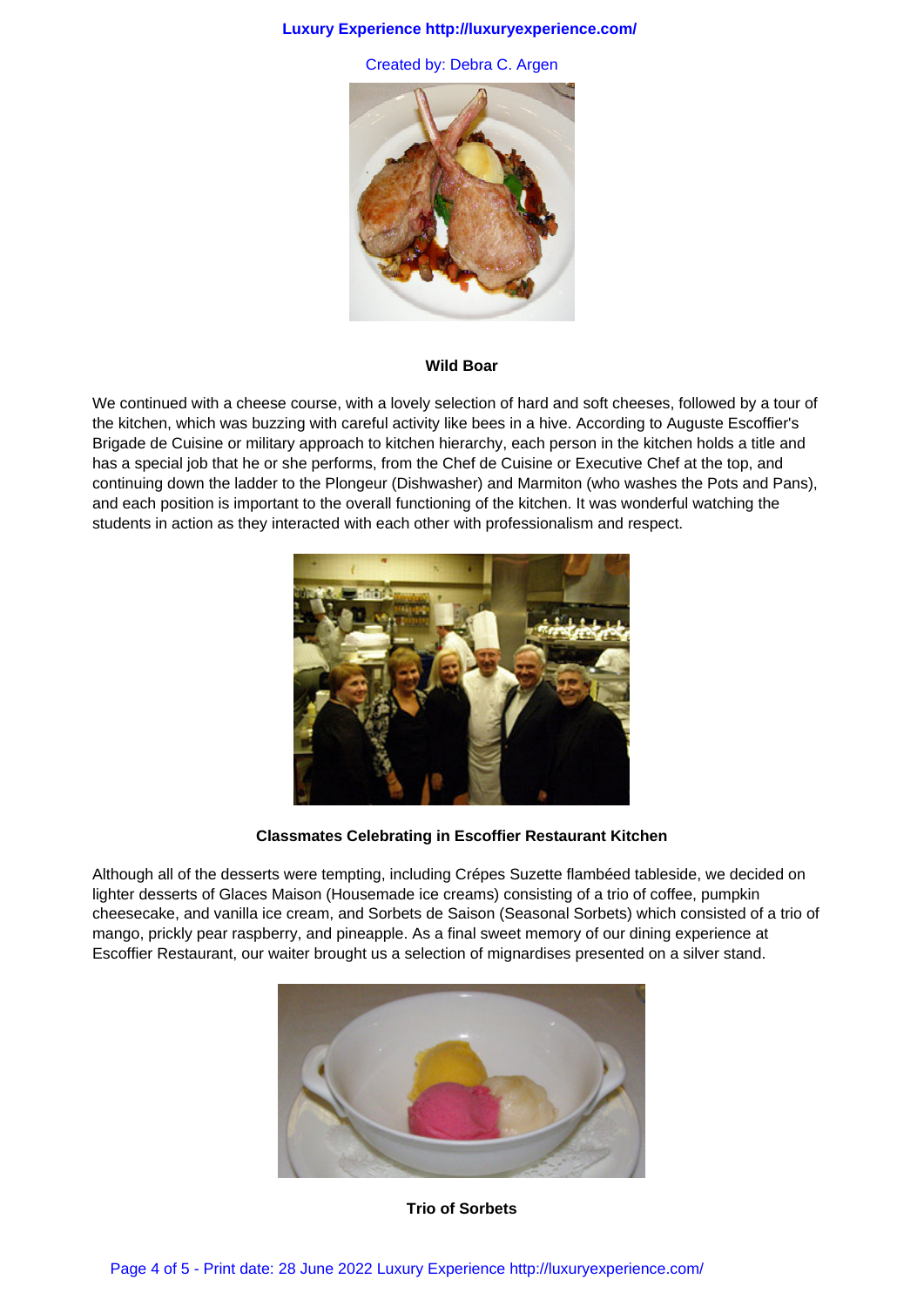**Wild Boar**

We continued with a cheese course, with a lovely selection of hard and soft cheeses, followed by a tour of the kitchen, which was buzzing with careful activity like bees in a hive. According to Auguste Escoffier's Brigade de Cuisine or military approach to kitchen hierarchy, each person in the kitchen holds a title and has a special job that he or she performs, from the Chef de Cuisine or Executive Chef at the top, and continuing down the ladder to the Plongeur (Dishwasher) and Marmiton (who washes the Pots and Pans), and each position is important to the overall functioning of the kitchen. It was wonderful watching the students in action as they interacted with each other with professionalism and respect.

**Classmates Celebrating in Escoffier Restaurant Kitchen**

Although all of the desserts were tempting, including Crépes Suzette flambéed tableside, we decided on lighter desserts of Glaces Maison (Housemade ice creams) consisting of a trio of coffee, pumpkin cheesecake, and vanilla ice cream, and Sorbets de Saison (Seasonal Sorbets) which consisted of a trio of mango, prickly pear raspberry, and pineapple. As a final sweet memory of our dining experience at Escoffier Restaurant, our waiter brought us a selection of mignardises presented on a silver stand.

**Trio of Sorbets**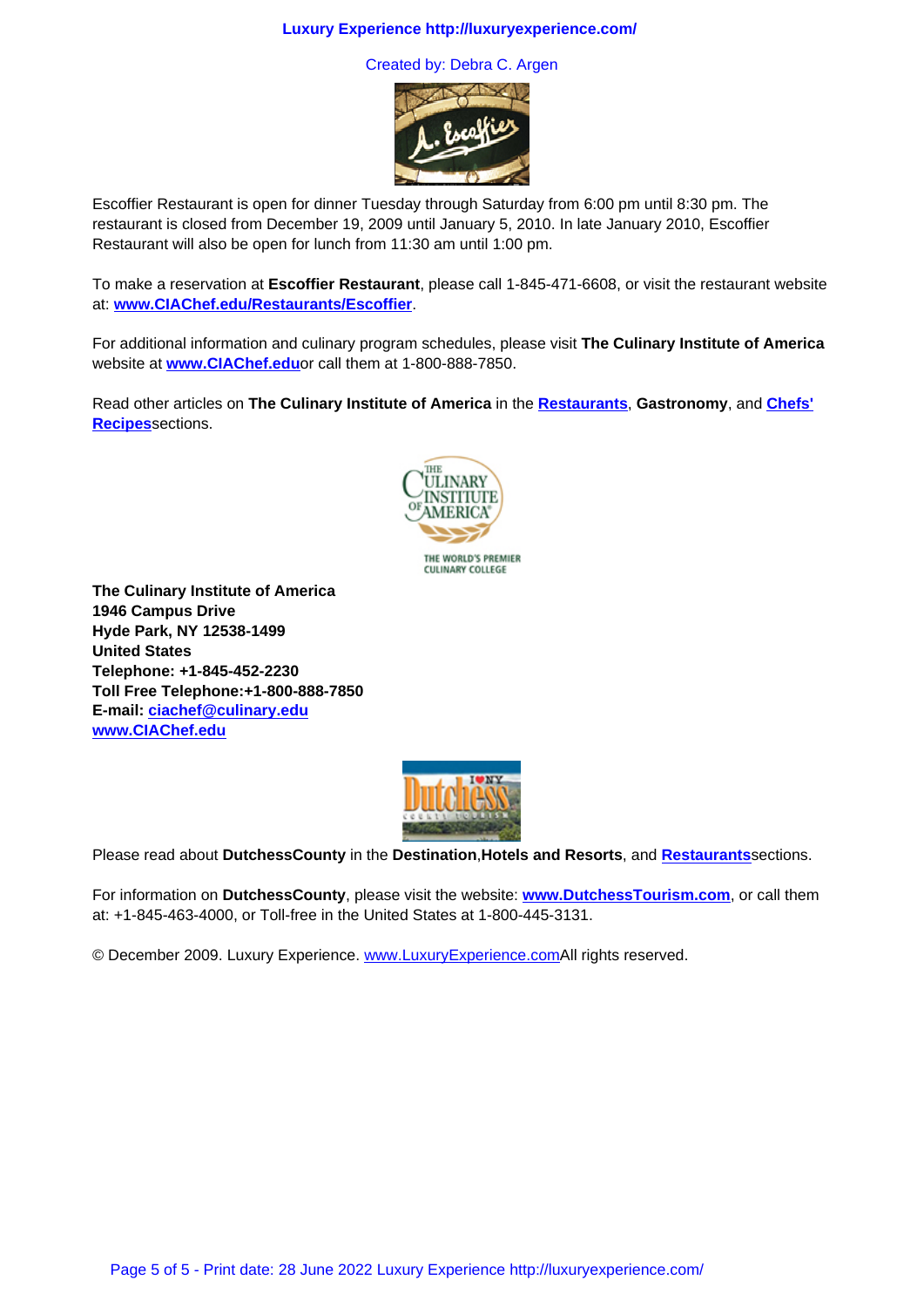Escoffier Restaurant is open for dinner Tuesday through Saturday from 6:00 pm until 8:30 pm. The restaurant is closed from December 19, 2009 until January 5, 2010. In late January 2010, Escoffier Restaurant will also be open for lunch from 11:30 am until 1:00 pm.

To make a reservation at **Escoffier Restaurant**, please call 1-845-471-6608, or visit the restaurant website at: **www.CIAChef.edu/Restaurants/Escoffier**.

For additional information and culinary program schedules, please visit **The Culinary Institute of America** website at **www.CIAChef.edu**or call them at 1-800-888-7850.

Read other articles on **The Culinary Institute of America** in the **Restaurants**, **Gastronomy**, and **Chefs' Recipes**sections.

**The Culinary Institute of America**
**1946 Campus Drive**
**Hyde Park, NY 12538-1499**
**United States**
**Telephone: +1-845-452-2230**
**Toll Free Telephone:+1-800-888-7850**
**E-mail: ciachef@culinary.edu**
**www.CIAChef.edu**

Please read about **DutchessCounty** in the **Destination**,**Hotels and Resorts**, and **Restaurants**sections.

For information on **DutchessCounty**, please visit the website: **www.DutchessTourism.com**, or call them at: +1-845-463-4000, or Toll-free in the United States at 1-800-445-3131.

© December 2009. Luxury Experience. www.LuxuryExperience.comAll rights reserved.